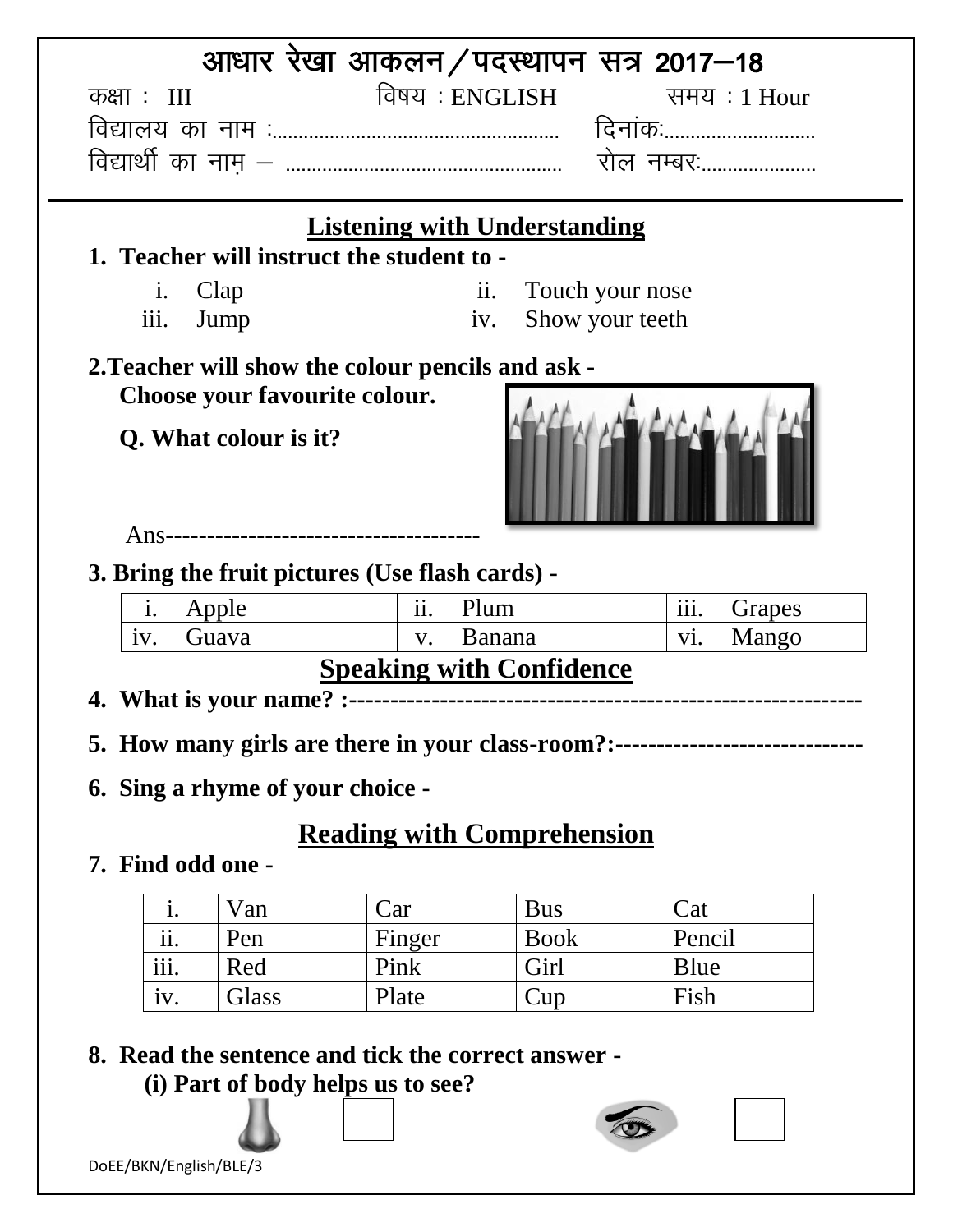# आधार रेखा आकलन/पदस्थापन सत्र 2017–18

कक्षा : III　　　　　　विषय : ENGLISH　　　　　समय : 1 Hour

विद्यालय का नाम :...................................................... दिनांकः............................

विद्यार्थी का नाम – .................................................... रोल नम्बरः......................

## Listening with Understanding

**1. Teacher will instruct the student to -**

i. Clap　　　　　　ii. Touch your nose

iii. Jump　　　　　　iv. Show your teeth

**2.Teacher will show the colour pencils and ask -**

**Choose your favourite colour.**

**Q. What colour is it?**

Ans--------------------------------------

**3. Bring the fruit pictures (Use flash cards) -**

| i. Apple | ii. Plum | iii. Grapes |
|---|---|---|
| iv. Guava | v. Banana | vi. Mango |

## Speaking with Confidence

**4. What is your name? :------------------------------------------------------------**

**5. How many girls are there in your class-room?:------------------------------**

**6. Sing a rhyme of your choice -**

## Reading with Comprehension

**7. Find odd one -**

| i. | Van | Car | Bus | Cat |
|---|---|---|---|---|
| ii. | Pen | Finger | Book | Pencil |
| iii. | Red | Pink | Girl | Blue |
| iv. | Glass | Plate | Cup | Fish |

**8. Read the sentence and tick the correct answer -**

**(i) Part of body helps us to see?**

☐　　　　☐

DoEE/BKN/English/BLE/3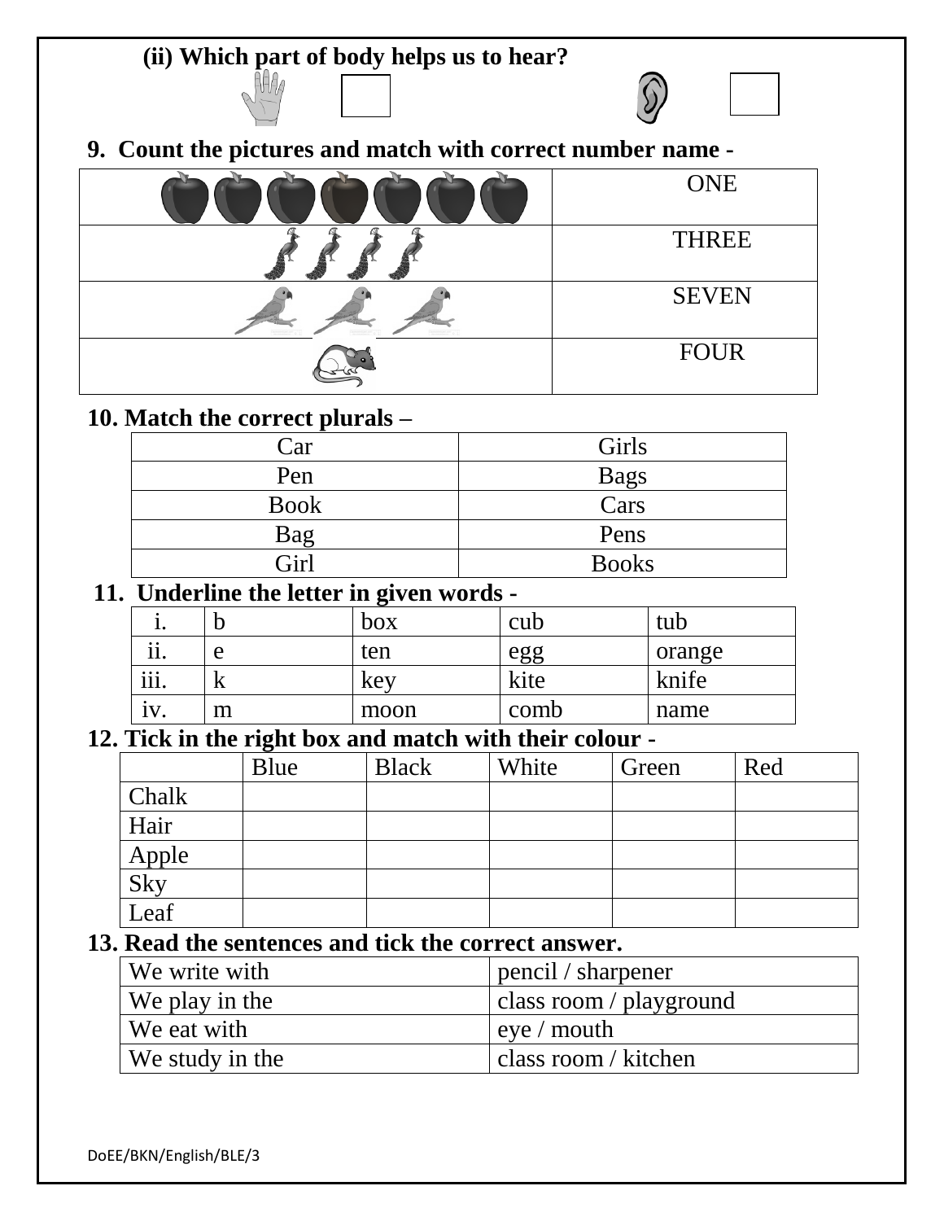**(ii) Which part of body helps us to hear?**

**9. Count the pictures and match with correct number name -**

| | |
|---|---|
| | ONE |
| | THREE |
| | SEVEN |
| | FOUR |

**10. Match the correct plurals –**

| | |
|---|---|
| Car | Girls |
| Pen | Bags |
| Book | Cars |
| Bag | Pens |
| Girl | Books |

**11. Underline the letter in given words -**

| | | | | |
|---|---|---|---|---|
| i. | b | box | cub | tub |
| ii. | e | ten | egg | orange |
| iii. | k | key | kite | knife |
| iv. | m | moon | comb | name |

**12. Tick in the right box and match with their colour -**

| | Blue | Black | White | Green | Red |
|---|---|---|---|---|---|
| Chalk | | | | | |
| Hair | | | | | |
| Apple | | | | | |
| Sky | | | | | |
| Leaf | | | | | |

**13. Read the sentences and tick the correct answer.**

| | |
|---|---|
| We write with | pencil / sharpener |
| We play in the | class room / playground |
| We eat with | eye / mouth |
| We study in the | class room / kitchen |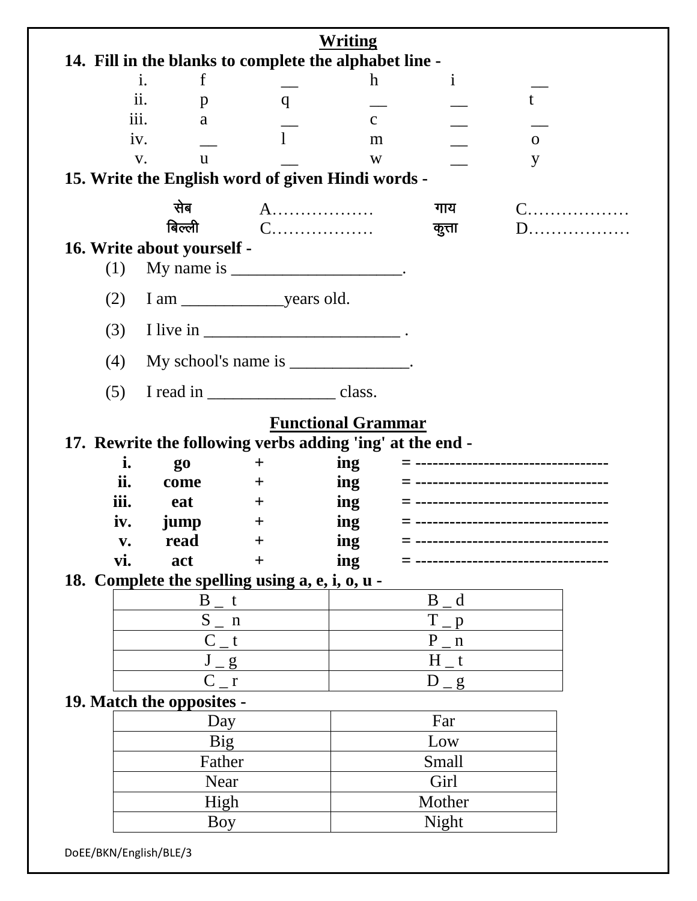## Writing

**14. Fill in the blanks to complete the alphabet line -**

| | | | | | |
|---|---|---|---|---|---|
| i. | f | __ | h | i | __ |
| ii. | p | q | __ | __ | t |
| iii. | a | __ | c | __ | __ |
| iv. | __ | l | m | __ | o |
| v. | u | __ | w | __ | y |

**15. Write the English word of given Hindi words -**

| | | | |
|---|---|---|---|
| **सेब** | A……………… | **गाय** | C……………… |
| **बिल्ली** | C……………… | **कुत्ता** | D……………… |

**16. Write about yourself -**

(1) My name is ____________________.

(2) I am ____________years old.

(3) I live in _______________________ .

(4) My school's name is ______________.

(5) I read in _______________ class.

## Functional Grammar

**17. Rewrite the following verbs adding 'ing' at the end -**

| | | | | |
|---|---|---|---|---|
| **i.** | **go** | **+** | **ing** | **= ---------------------------------** |
| **ii.** | **come** | **+** | **ing** | **= ---------------------------------** |
| **iii.** | **eat** | **+** | **ing** | **= ---------------------------------** |
| **iv.** | **jump** | **+** | **ing** | **= ---------------------------------** |
| **v.** | **read** | **+** | **ing** | **= ---------------------------------** |
| **vi.** | **act** | **+** | **ing** | **= ---------------------------------** |

**18. Complete the spelling using a, e, i, o, u -**

| | |
|---|---|
| B _ t | B _ d |
| S _ n | T _ p |
| C _ t | P _ n |
| J _ g | H _ t |
| C _ r | D _ g |

**19. Match the opposites -**

| | |
|---|---|
| Day | Far |
| Big | Low |
| Father | Small |
| Near | Girl |
| High | Mother |
| Boy | Night |

DoEE/BKN/English/BLE/3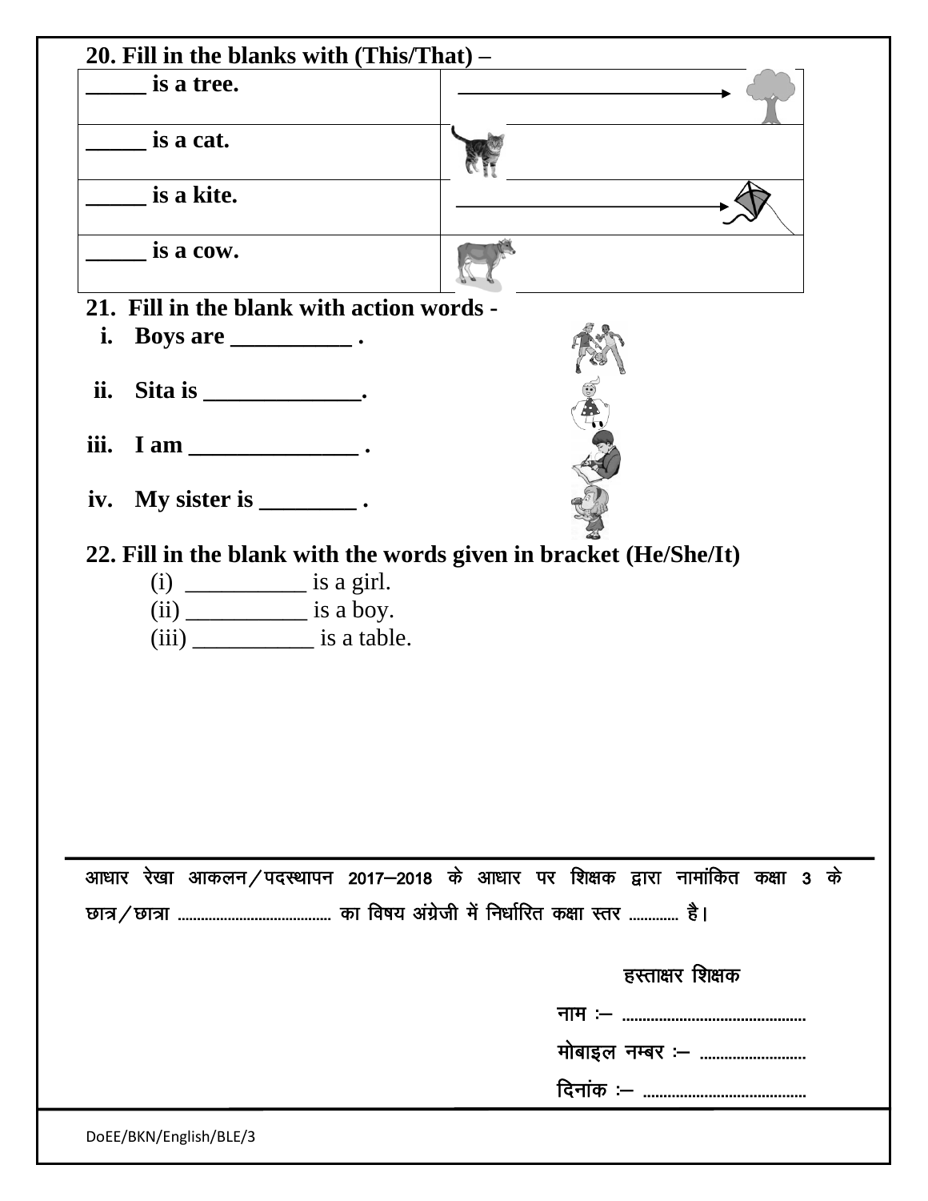**20. Fill in the blanks with (This/That) –**

| | |
|---|---|
| **_____ is a tree.** | |
| **_____ is a cat.** | |
| **_____ is a kite.** | |
| **_____ is a cow.** | |

**21. Fill in the blank with action words -**

i. **Boys are __________ .**

ii. **Sita is _____________.**

iii. **I am ______________ .**

iv. **My sister is ________ .**

**22. Fill in the blank with the words given in bracket (He/She/It)**

(i) __________ is a girl.
(ii) __________ is a boy.
(iii) __________ is a table.

---

आधार रेखा आकलन/पदस्थापन 2017–2018 के आधार पर शिक्षक द्वारा नामांकित कक्षा 3 के छात्र/छात्रा ...................................... का विषय अंग्रेजी में निर्धारित कक्षा स्तर ............ है।

हस्ताक्षर शिक्षक

नाम :– ...........................................

मोबाइल नम्बर :– ........................

दिनांक :– .......................................

DoEE/BKN/English/BLE/3